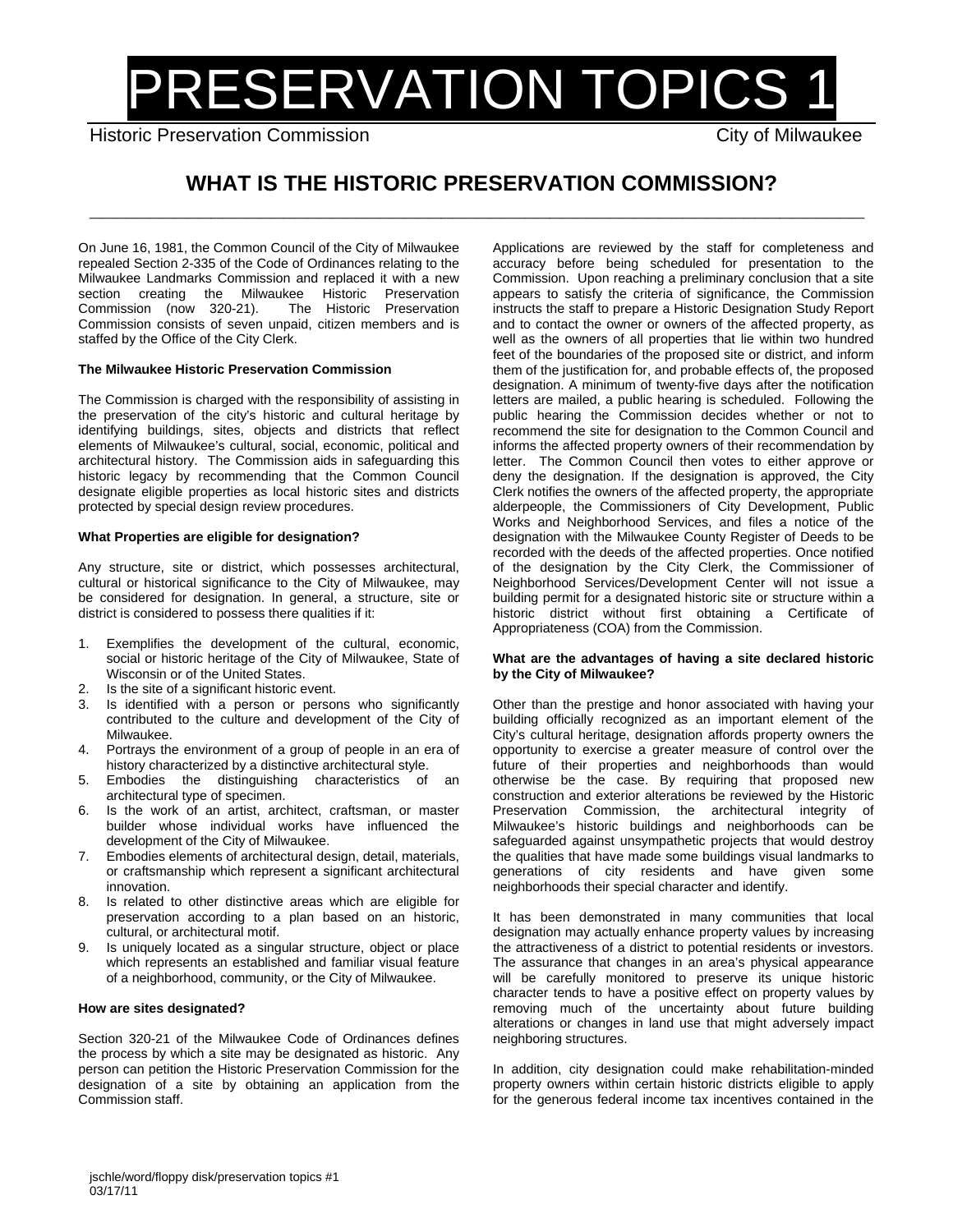# PRESERVATION TOPICS 1

Historic Preservation Commission City of Milwaukee

## WHAT IS THE HISTORIC PRESERVATION COMMISSION?

On June 16, 1981, the Common Council of the City of Milwaukee repealed Section 2-335 of the Code of Ordinances relating to the Milwaukee Landmarks Commission and replaced it with a new section creating the Milwaukee Historic Preservation Commission (now 320-21). The Historic Preservation Commission consists of seven unpaid, citizen members and is staffed by the Office of the City Clerk.

**The Milwaukee Historic Preservation Commission**

The Commission is charged with the responsibility of assisting in the preservation of the city's historic and cultural heritage by identifying buildings, sites, objects and districts that reflect elements of Milwaukee's cultural, social, economic, political and architectural history. The Commission aids in safeguarding this historic legacy by recommending that the Common Council designate eligible properties as local historic sites and districts protected by special design review procedures.

**What Properties are eligible for designation?**

Any structure, site or district, which possesses architectural, cultural or historical significance to the City of Milwaukee, may be considered for designation. In general, a structure, site or district is considered to possess there qualities if it:

1. Exemplifies the development of the cultural, economic, social or historic heritage of the City of Milwaukee, State of Wisconsin or of the United States.
2. Is the site of a significant historic event.
3. Is identified with a person or persons who significantly contributed to the culture and development of the City of Milwaukee.
4. Portrays the environment of a group of people in an era of history characterized by a distinctive architectural style.
5. Embodies the distinguishing characteristics of an architectural type of specimen.
6. Is the work of an artist, architect, craftsman, or master builder whose individual works have influenced the development of the City of Milwaukee.
7. Embodies elements of architectural design, detail, materials, or craftsmanship which represent a significant architectural innovation.
8. Is related to other distinctive areas which are eligible for preservation according to a plan based on an historic, cultural, or architectural motif.
9. Is uniquely located as a singular structure, object or place which represents an established and familiar visual feature of a neighborhood, community, or the City of Milwaukee.

**How are sites designated?**

Section 320-21 of the Milwaukee Code of Ordinances defines the process by which a site may be designated as historic. Any person can petition the Historic Preservation Commission for the designation of a site by obtaining an application from the Commission staff.

Applications are reviewed by the staff for completeness and accuracy before being scheduled for presentation to the Commission. Upon reaching a preliminary conclusion that a site appears to satisfy the criteria of significance, the Commission instructs the staff to prepare a Historic Designation Study Report and to contact the owner or owners of the affected property, as well as the owners of all properties that lie within two hundred feet of the boundaries of the proposed site or district, and inform them of the justification for, and probable effects of, the proposed designation. A minimum of twenty-five days after the notification letters are mailed, a public hearing is scheduled. Following the public hearing the Commission decides whether or not to recommend the site for designation to the Common Council and informs the affected property owners of their recommendation by letter. The Common Council then votes to either approve or deny the designation. If the designation is approved, the City Clerk notifies the owners of the affected property, the appropriate alderpeople, the Commissioners of City Development, Public Works and Neighborhood Services, and files a notice of the designation with the Milwaukee County Register of Deeds to be recorded with the deeds of the affected properties. Once notified of the designation by the City Clerk, the Commissioner of Neighborhood Services/Development Center will not issue a building permit for a designated historic site or structure within a historic district without first obtaining a Certificate of Appropriateness (COA) from the Commission.

**What are the advantages of having a site declared historic by the City of Milwaukee?**

Other than the prestige and honor associated with having your building officially recognized as an important element of the City's cultural heritage, designation affords property owners the opportunity to exercise a greater measure of control over the future of their properties and neighborhoods than would otherwise be the case. By requiring that proposed new construction and exterior alterations be reviewed by the Historic Preservation Commission, the architectural integrity of Milwaukee's historic buildings and neighborhoods can be safeguarded against unsympathetic projects that would destroy the qualities that have made some buildings visual landmarks to generations of city residents and have given some neighborhoods their special character and identify.

It has been demonstrated in many communities that local designation may actually enhance property values by increasing the attractiveness of a district to potential residents or investors. The assurance that changes in an area's physical appearance will be carefully monitored to preserve its unique historic character tends to have a positive effect on property values by removing much of the uncertainty about future building alterations or changes in land use that might adversely impact neighboring structures.

In addition, city designation could make rehabilitation-minded property owners within certain historic districts eligible to apply for the generous federal income tax incentives contained in the

jschle/word/floppy disk/preservation topics #1
03/17/11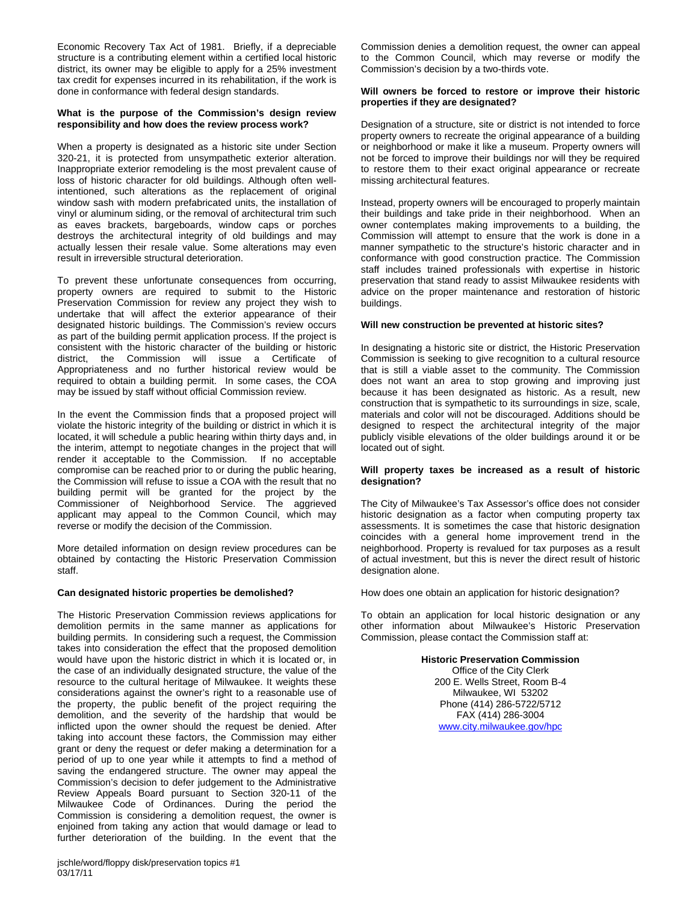Economic Recovery Tax Act of 1981. Briefly, if a depreciable structure is a contributing element within a certified local historic district, its owner may be eligible to apply for a 25% investment tax credit for expenses incurred in its rehabilitation, if the work is done in conformance with federal design standards.

**What is the purpose of the Commission's design review responsibility and how does the review process work?**

When a property is designated as a historic site under Section 320-21, it is protected from unsympathetic exterior alteration. Inappropriate exterior remodeling is the most prevalent cause of loss of historic character for old buildings. Although often well-intentioned, such alterations as the replacement of original window sash with modern prefabricated units, the installation of vinyl or aluminum siding, or the removal of architectural trim such as eaves brackets, bargeboards, window caps or porches destroys the architectural integrity of old buildings and may actually lessen their resale value. Some alterations may even result in irreversible structural deterioration.

To prevent these unfortunate consequences from occurring, property owners are required to submit to the Historic Preservation Commission for review any project they wish to undertake that will affect the exterior appearance of their designated historic buildings. The Commission's review occurs as part of the building permit application process. If the project is consistent with the historic character of the building or historic district, the Commission will issue a Certificate of Appropriateness and no further historical review would be required to obtain a building permit. In some cases, the COA may be issued by staff without official Commission review.

In the event the Commission finds that a proposed project will violate the historic integrity of the building or district in which it is located, it will schedule a public hearing within thirty days and, in the interim, attempt to negotiate changes in the project that will render it acceptable to the Commission. If no acceptable compromise can be reached prior to or during the public hearing, the Commission will refuse to issue a COA with the result that no building permit will be granted for the project by the Commissioner of Neighborhood Service. The aggrieved applicant may appeal to the Common Council, which may reverse or modify the decision of the Commission.

More detailed information on design review procedures can be obtained by contacting the Historic Preservation Commission staff.

**Can designated historic properties be demolished?**

The Historic Preservation Commission reviews applications for demolition permits in the same manner as applications for building permits. In considering such a request, the Commission takes into consideration the effect that the proposed demolition would have upon the historic district in which it is located or, in the case of an individually designated structure, the value of the resource to the cultural heritage of Milwaukee. It weights these considerations against the owner's right to a reasonable use of the property, the public benefit of the project requiring the demolition, and the severity of the hardship that would be inflicted upon the owner should the request be denied. After taking into account these factors, the Commission may either grant or deny the request or defer making a determination for a period of up to one year while it attempts to find a method of saving the endangered structure. The owner may appeal the Commission's decision to defer judgement to the Administrative Review Appeals Board pursuant to Section 320-11 of the Milwaukee Code of Ordinances. During the period the Commission is considering a demolition request, the owner is enjoined from taking any action that would damage or lead to further deterioration of the building. In the event that the Commission denies a demolition request, the owner can appeal to the Common Council, which may reverse or modify the Commission's decision by a two-thirds vote.

**Will owners be forced to restore or improve their historic properties if they are designated?**

Designation of a structure, site or district is not intended to force property owners to recreate the original appearance of a building or neighborhood or make it like a museum. Property owners will not be forced to improve their buildings nor will they be required to restore them to their exact original appearance or recreate missing architectural features.

Instead, property owners will be encouraged to properly maintain their buildings and take pride in their neighborhood. When an owner contemplates making improvements to a building, the Commission will attempt to ensure that the work is done in a manner sympathetic to the structure's historic character and in conformance with good construction practice. The Commission staff includes trained professionals with expertise in historic preservation that stand ready to assist Milwaukee residents with advice on the proper maintenance and restoration of historic buildings.

**Will new construction be prevented at historic sites?**

In designating a historic site or district, the Historic Preservation Commission is seeking to give recognition to a cultural resource that is still a viable asset to the community. The Commission does not want an area to stop growing and improving just because it has been designated as historic. As a result, new construction that is sympathetic to its surroundings in size, scale, materials and color will not be discouraged. Additions should be designed to respect the architectural integrity of the major publicly visible elevations of the older buildings around it or be located out of sight.

**Will property taxes be increased as a result of historic designation?**

The City of Milwaukee's Tax Assessor's office does not consider historic designation as a factor when computing property tax assessments. It is sometimes the case that historic designation coincides with a general home improvement trend in the neighborhood. Property is revalued for tax purposes as a result of actual investment, but this is never the direct result of historic designation alone.

How does one obtain an application for historic designation?

To obtain an application for local historic designation or any other information about Milwaukee's Historic Preservation Commission, please contact the Commission staff at:

**Historic Preservation Commission**
Office of the City Clerk
200 E. Wells Street, Room B-4
Milwaukee, WI 53202
Phone (414) 286-5722/5712
FAX (414) 286-3004
www.city.milwaukee.gov/hpc

jschle/word/floppy disk/preservation topics #1
03/17/11